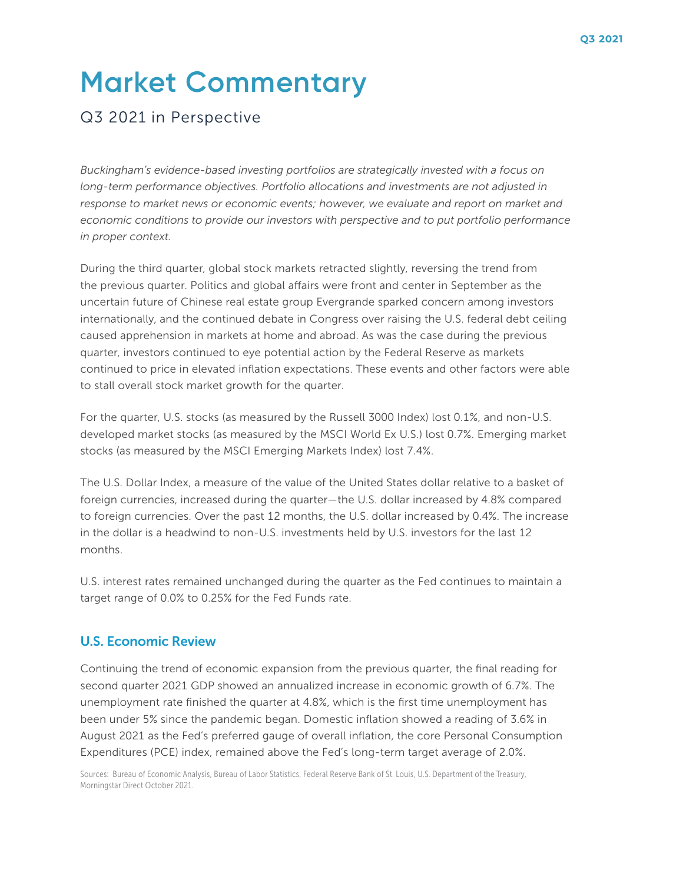# Market Commentary

## Q3 2021 in Perspective

*Buckingham's evidence-based investing portfolios are strategically invested with a focus on long-term performance objectives. Portfolio allocations and investments are not adjusted in response to market news or economic events; however, we evaluate and report on market and economic conditions to provide our investors with perspective and to put portfolio performance in proper context.*

During the third quarter, global stock markets retracted slightly, reversing the trend from the previous quarter. Politics and global affairs were front and center in September as the uncertain future of Chinese real estate group Evergrande sparked concern among investors internationally, and the continued debate in Congress over raising the U.S. federal debt ceiling caused apprehension in markets at home and abroad. As was the case during the previous quarter, investors continued to eye potential action by the Federal Reserve as markets continued to price in elevated inflation expectations. These events and other factors were able to stall overall stock market growth for the quarter.

For the quarter, U.S. stocks (as measured by the Russell 3000 Index) lost 0.1%, and non-U.S. developed market stocks (as measured by the MSCI World Ex U.S.) lost 0.7%. Emerging market stocks (as measured by the MSCI Emerging Markets Index) lost 7.4%.

The U.S. Dollar Index, a measure of the value of the United States dollar relative to a basket of foreign currencies, increased during the quarter—the U.S. dollar increased by 4.8% compared to foreign currencies. Over the past 12 months, the U.S. dollar increased by 0.4%. The increase in the dollar is a headwind to non-U.S. investments held by U.S. investors for the last 12 months.

U.S. interest rates remained unchanged during the quarter as the Fed continues to maintain a target range of 0.0% to 0.25% for the Fed Funds rate.

### U.S. Economic Review

Continuing the trend of economic expansion from the previous quarter, the final reading for second quarter 2021 GDP showed an annualized increase in economic growth of 6.7%. The unemployment rate finished the quarter at 4.8%, which is the first time unemployment has been under 5% since the pandemic began. Domestic inflation showed a reading of 3.6% in August 2021 as the Fed's preferred gauge of overall inflation, the core Personal Consumption Expenditures (PCE) index, remained above the Fed's long-term target average of 2.0%.

Sources: Bureau of Economic Analysis, Bureau of Labor Statistics, Federal Reserve Bank of St. Louis, U.S. Department of the Treasury, Morningstar Direct October 2021.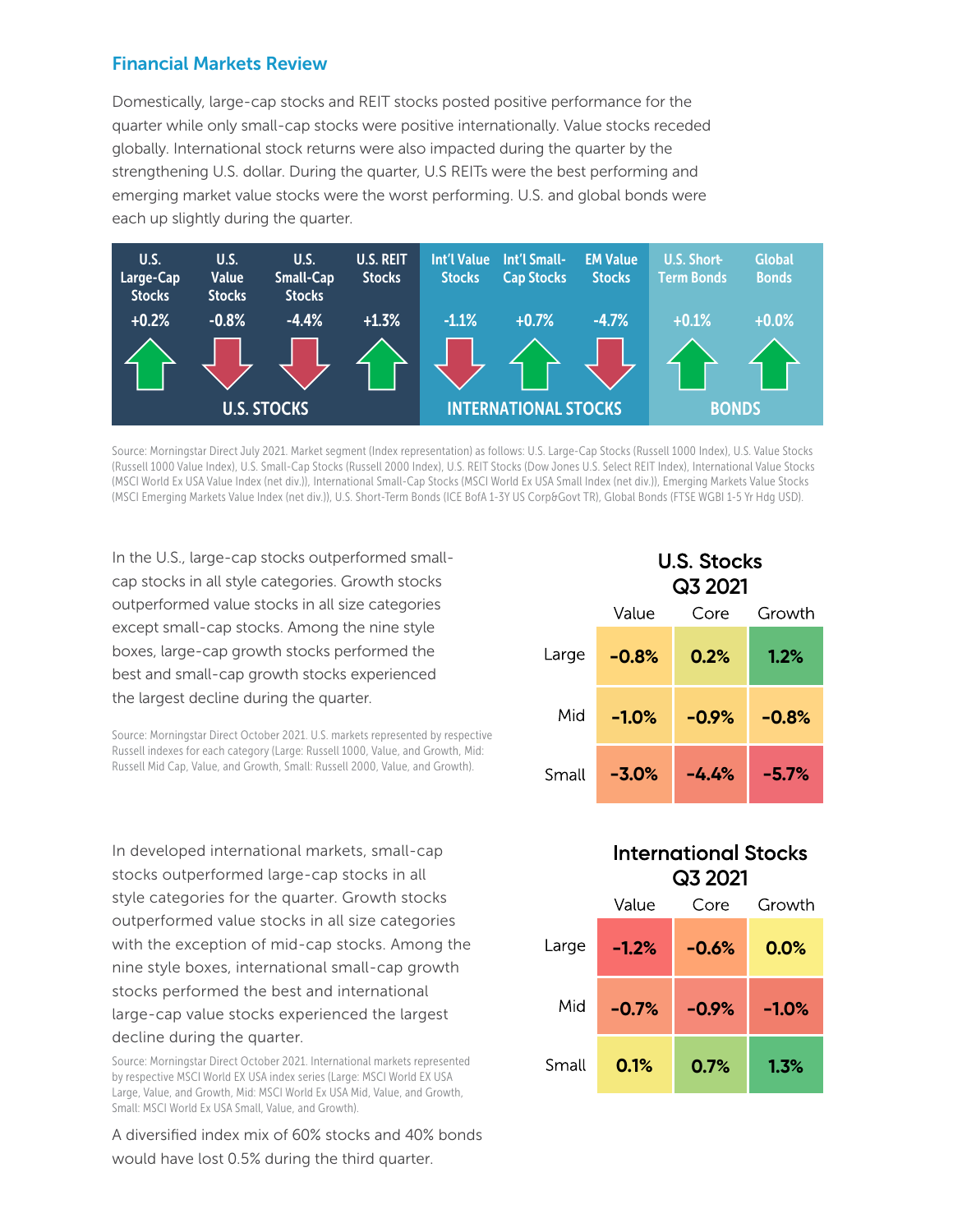## Financial Markets Review

Domestically, large-cap stocks and REIT stocks posted positive performance for the quarter while only small-cap stocks were positive internationally. Value stocks receded globally. International stock returns were also impacted during the quarter by the strengthening U.S. dollar. During the quarter, U.S REITs were the best performing and emerging market value stocks were the worst performing. U.S. and global bonds were each up slightly during the quarter.

| U.S. STOCKS | | | | INTERNATIONAL STOCKS | | | BONDS | |
|---|---|---|---|---|---|---|---|---|
| U.S. Large-Cap Stocks | U.S. Value Stocks | U.S. Small-Cap Stocks | U.S. REIT Stocks | Int'l Value Stocks | Int'l Small-Cap Stocks | EM Value Stocks | U.S. Short-Term Bonds | Global Bonds |
| +0.2% | -0.8% | -4.4% | +1.3% | -1.1% | +0.7% | -4.7% | +0.1% | +0.0% |

Source: Morningstar Direct July 2021. Market segment (Index representation) as follows: U.S. Large-Cap Stocks (Russell 1000 Index), U.S. Value Stocks (Russell 1000 Value Index), U.S. Small-Cap Stocks (Russell 2000 Index), U.S. REIT Stocks (Dow Jones U.S. Select REIT Index), International Value Stocks (MSCI World Ex USA Value Index (net div.)), International Small-Cap Stocks (MSCI World Ex USA Small Index (net div.)), Emerging Markets Value Stocks (MSCI Emerging Markets Value Index (net div.)), U.S. Short-Term Bonds (ICE BofA 1-3Y US Corp&Govt TR), Global Bonds (FTSE WGBI 1-5 Yr Hdg USD).

In the U.S., large-cap stocks outperformed small-cap stocks in all style categories. Growth stocks outperformed value stocks in all size categories except small-cap stocks. Among the nine style boxes, large-cap growth stocks performed the best and small-cap growth stocks experienced the largest decline during the quarter.

Source: Morningstar Direct October 2021. U.S. markets represented by respective Russell indexes for each category (Large: Russell 1000, Value, and Growth, Mid: Russell Mid Cap, Value, and Growth, Small: Russell 2000, Value, and Growth).

**U.S. Stocks Q3 2021**

| | Value | Core | Growth |
|---|---|---|---|
| Large | -0.8% | 0.2% | 1.2% |
| Mid | -1.0% | -0.9% | -0.8% |
| Small | -3.0% | -4.4% | -5.7% |

In developed international markets, small-cap stocks outperformed large-cap stocks in all style categories for the quarter. Growth stocks outperformed value stocks in all size categories with the exception of mid-cap stocks. Among the nine style boxes, international small-cap growth stocks performed the best and international large-cap value stocks experienced the largest decline during the quarter.

Source: Morningstar Direct October 2021. International markets represented by respective MSCI World EX USA index series (Large: MSCI World EX USA Large, Value, and Growth, Mid: MSCI World Ex USA Mid, Value, and Growth, Small: MSCI World Ex USA Small, Value, and Growth).

**International Stocks Q3 2021**

| | Value | Core | Growth |
|---|---|---|---|
| Large | -1.2% | -0.6% | 0.0% |
| Mid | -0.7% | -0.9% | -1.0% |
| Small | 0.1% | 0.7% | 1.3% |

A diversified index mix of 60% stocks and 40% bonds would have lost 0.5% during the third quarter.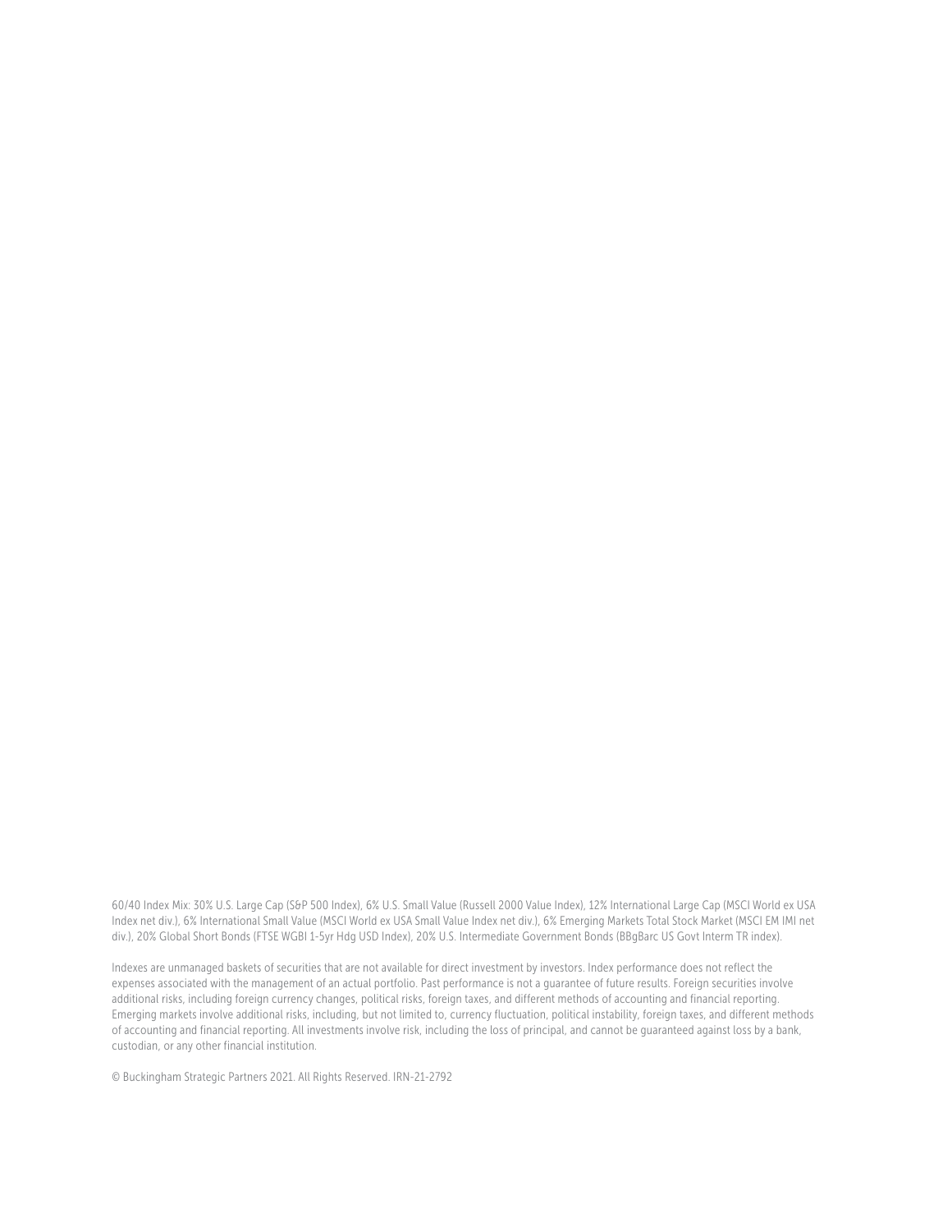60/40 Index Mix: 30% U.S. Large Cap (S&P 500 Index), 6% U.S. Small Value (Russell 2000 Value Index), 12% International Large Cap (MSCI World ex USA Index net div.), 6% International Small Value (MSCI World ex USA Small Value Index net div.), 6% Emerging Markets Total Stock Market (MSCI EM IMI net div.), 20% Global Short Bonds (FTSE WGBI 1-5yr Hdg USD Index), 20% U.S. Intermediate Government Bonds (BBgBarc US Govt Interm TR index).

Indexes are unmanaged baskets of securities that are not available for direct investment by investors. Index performance does not reflect the expenses associated with the management of an actual portfolio. Past performance is not a guarantee of future results. Foreign securities involve additional risks, including foreign currency changes, political risks, foreign taxes, and different methods of accounting and financial reporting. Emerging markets involve additional risks, including, but not limited to, currency fluctuation, political instability, foreign taxes, and different methods of accounting and financial reporting. All investments involve risk, including the loss of principal, and cannot be guaranteed against loss by a bank, custodian, or any other financial institution.

© Buckingham Strategic Partners 2021. All Rights Reserved. IRN-21-2792